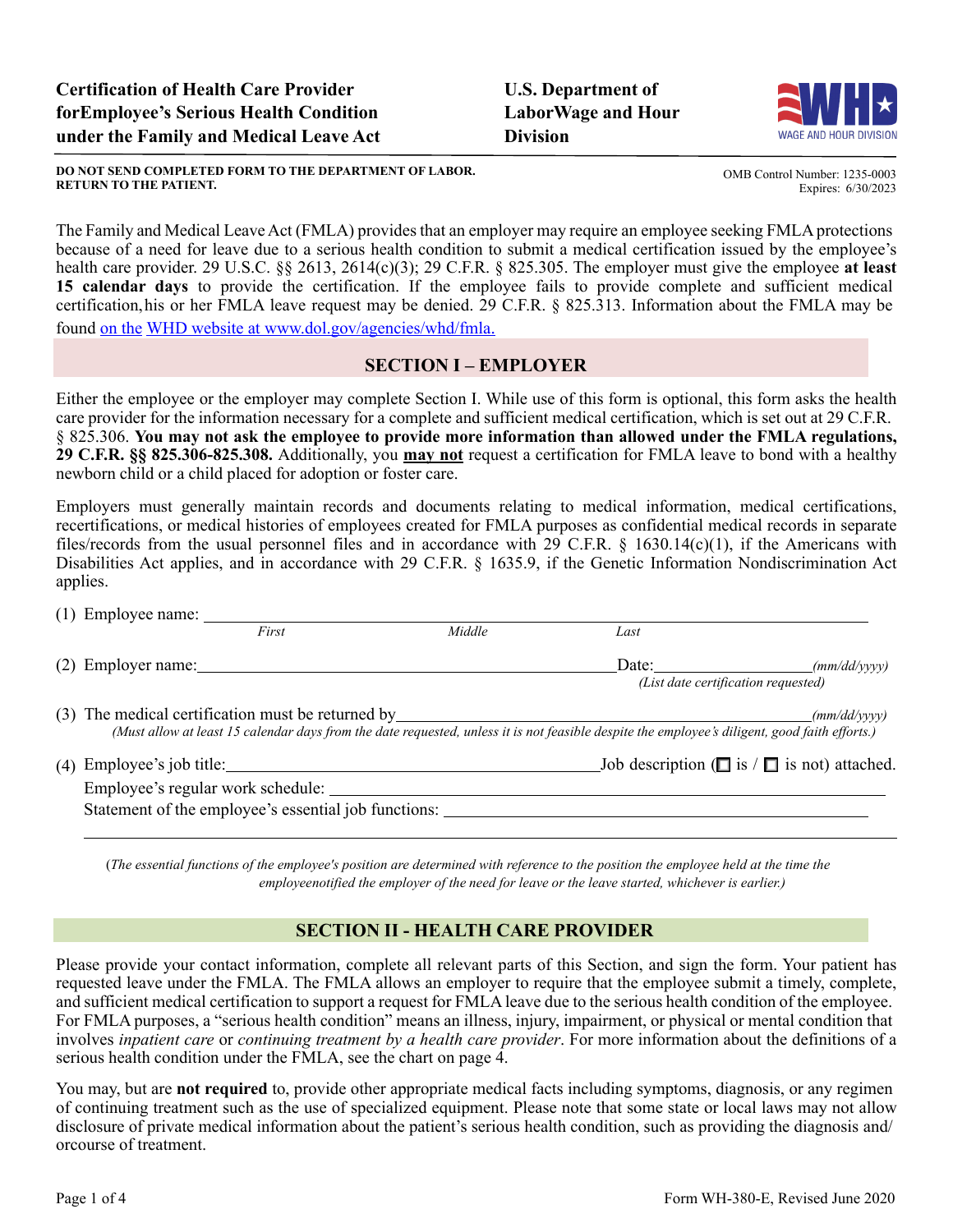**Certification of Health Care Provider forEmployee's Serious Health Condition under the Family and Medical Leave Act**

**U.S. Department of LaborWage and Hour Division**

WAGE AND HOUR DIVISION

**DO NOT SEND COMPLETED FORM TO THE DEPARTMENT OF LABOR.**
**RETURN TO THE PATIENT.**

OMB Control Number: 1235-0003
Expires: 6/30/2023

The Family and Medical Leave Act (FMLA) provides that an employer may require an employee seeking FMLA protections because of a need for leave due to a serious health condition to submit a medical certification issued by the employee's health care provider. 29 U.S.C. §§ 2613, 2614(c)(3); 29 C.F.R. § 825.305. The employer must give the employee **at least 15 calendar days** to provide the certification. If the employee fails to provide complete and sufficient medical certification, his or her FMLA leave request may be denied. 29 C.F.R. § 825.313. Information about the FMLA may be found on the WHD website at www.dol.gov/agencies/whd/fmla.

## SECTION I – EMPLOYER

Either the employee or the employer may complete Section I. While use of this form is optional, this form asks the health care provider for the information necessary for a complete and sufficient medical certification, which is set out at 29 C.F.R. § 825.306. **You may not ask the employee to provide more information than allowed under the FMLA regulations, 29 C.F.R. §§ 825.306-825.308.** Additionally, you **may not** request a certification for FMLA leave to bond with a healthy newborn child or a child placed for adoption or foster care.

Employers must generally maintain records and documents relating to medical information, medical certifications, recertifications, or medical histories of employees created for FMLA purposes as confidential medical records in separate files/records from the usual personnel files and in accordance with 29 C.F.R. § 1630.14(c)(1), if the Americans with Disabilities Act applies, and in accordance with 29 C.F.R. § 1635.9, if the Genetic Information Nondiscrimination Act applies.

(1) Employee name: ______________________________________________
*First* *Middle* *Last*

(2) Employer name: ______________________________ Date: ____________ *(mm/dd/yyyy)*
*(List date certification requested)*

(3) The medical certification must be returned by ______________________ *(mm/dd/yyyy)*
*(Must allow at least 15 calendar days from the date requested, unless it is not feasible despite the employee's diligent, good faith efforts.)*

(4) Employee's job title: ______________________ Job description (☐ is / ☐ is not) attached.
Employee's regular work schedule: ______________________________________________
Statement of the employee's essential job functions: ______________________________________________

______________________________________________

*(The essential functions of the employee's position are determined with reference to the position the employee held at the time the employeenotified the employer of the need for leave or the leave started, whichever is earlier.)*

## SECTION II - HEALTH CARE PROVIDER

Please provide your contact information, complete all relevant parts of this Section, and sign the form. Your patient has requested leave under the FMLA. The FMLA allows an employer to require that the employee submit a timely, complete, and sufficient medical certification to support a request for FMLA leave due to the serious health condition of the employee. For FMLA purposes, a "serious health condition" means an illness, injury, impairment, or physical or mental condition that involves *inpatient care* or *continuing treatment by a health care provider*. For more information about the definitions of a serious health condition under the FMLA, see the chart on page 4.

You may, but are **not required** to, provide other appropriate medical facts including symptoms, diagnosis, or any regimen of continuing treatment such as the use of specialized equipment. Please note that some state or local laws may not allow disclosure of private medical information about the patient's serious health condition, such as providing the diagnosis and/ orcourse of treatment.

Form WH-380-E, Revised June 2020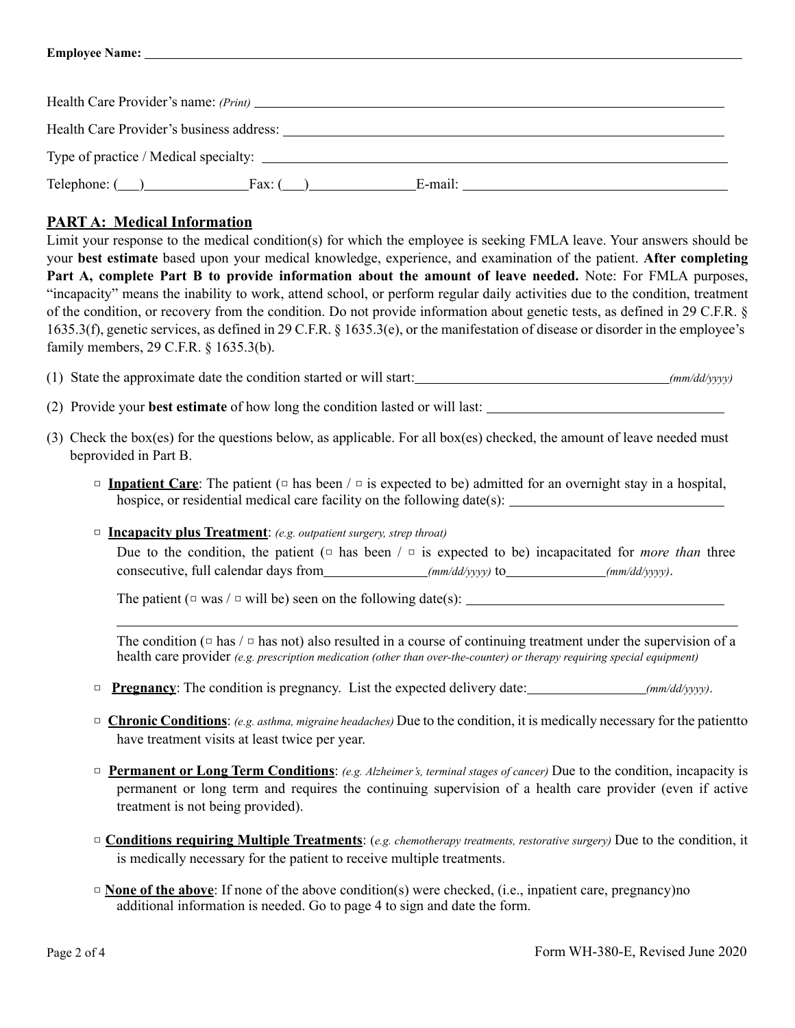**Employee Name:** ______________________________________________________________

Health Care Provider's name: *(Print)* ______________________________________________________________

Health Care Provider's business address: ______________________________________________________________

Type of practice / Medical specialty: ______________________________________________________________

Telephone: (___)_______________Fax: (___)_______________E-mail: ______________________________

## PART A: Medical Information

Limit your response to the medical condition(s) for which the employee is seeking FMLA leave. Your answers should be your **best estimate** based upon your medical knowledge, experience, and examination of the patient. **After completing Part A, complete Part B to provide information about the amount of leave needed.** Note: For FMLA purposes, "incapacity" means the inability to work, attend school, or perform regular daily activities due to the condition, treatment of the condition, or recovery from the condition. Do not provide information about genetic tests, as defined in 29 C.F.R. § 1635.3(f), genetic services, as defined in 29 C.F.R. § 1635.3(e), or the manifestation of disease or disorder in the employee's family members, 29 C.F.R. § 1635.3(b).

(1) State the approximate date the condition started or will start:______________________________*(mm/dd/yyyy)*

(2) Provide your **best estimate** of how long the condition lasted or will last: ______________________________

(3) Check the box(es) for the questions below, as applicable. For all box(es) checked, the amount of leave needed must beprovided in Part B.

- ▢ **Inpatient Care**: The patient (▢ has been / ▢ is expected to be) admitted for an overnight stay in a hospital, hospice, or residential medical care facility on the following date(s): ______________________________

- ▢ **Incapacity plus Treatment**: *(e.g. outpatient surgery, strep throat)*

  Due to the condition, the patient (▢ has been / ▢ is expected to be) incapacitated for *more than* three consecutive, full calendar days from_______________*(mm/dd/yyyy)* to_______________*(mm/dd/yyyy)*.

  The patient (▢ was / ▢ will be) seen on the following date(s): ______________________________

  ______________________________________________________________

  The condition (▢ has / ▢ has not) also resulted in a course of continuing treatment under the supervision of a health care provider *(e.g. prescription medication (other than over-the-counter) or therapy requiring special equipment)*

- ▢ **Pregnancy**: The condition is pregnancy. List the expected delivery date:_______________*(mm/dd/yyyy)*.

- ▢ **Chronic Conditions**: *(e.g. asthma, migraine headaches)* Due to the condition, it is medically necessary for the patientto have treatment visits at least twice per year.

- ▢ **Permanent or Long Term Conditions**: *(e.g. Alzheimer's, terminal stages of cancer)* Due to the condition, incapacity is permanent or long term and requires the continuing supervision of a health care provider (even if active treatment is not being provided).

- ▢ **Conditions requiring Multiple Treatments**: (*e.g. chemotherapy treatments, restorative surgery)* Due to the condition, it is medically necessary for the patient to receive multiple treatments.

- ▢ **None of the above**: If none of the above condition(s) were checked, (i.e., inpatient care, pregnancy)no additional information is needed. Go to page 4 to sign and date the form.

Form WH-380-E, Revised June 2020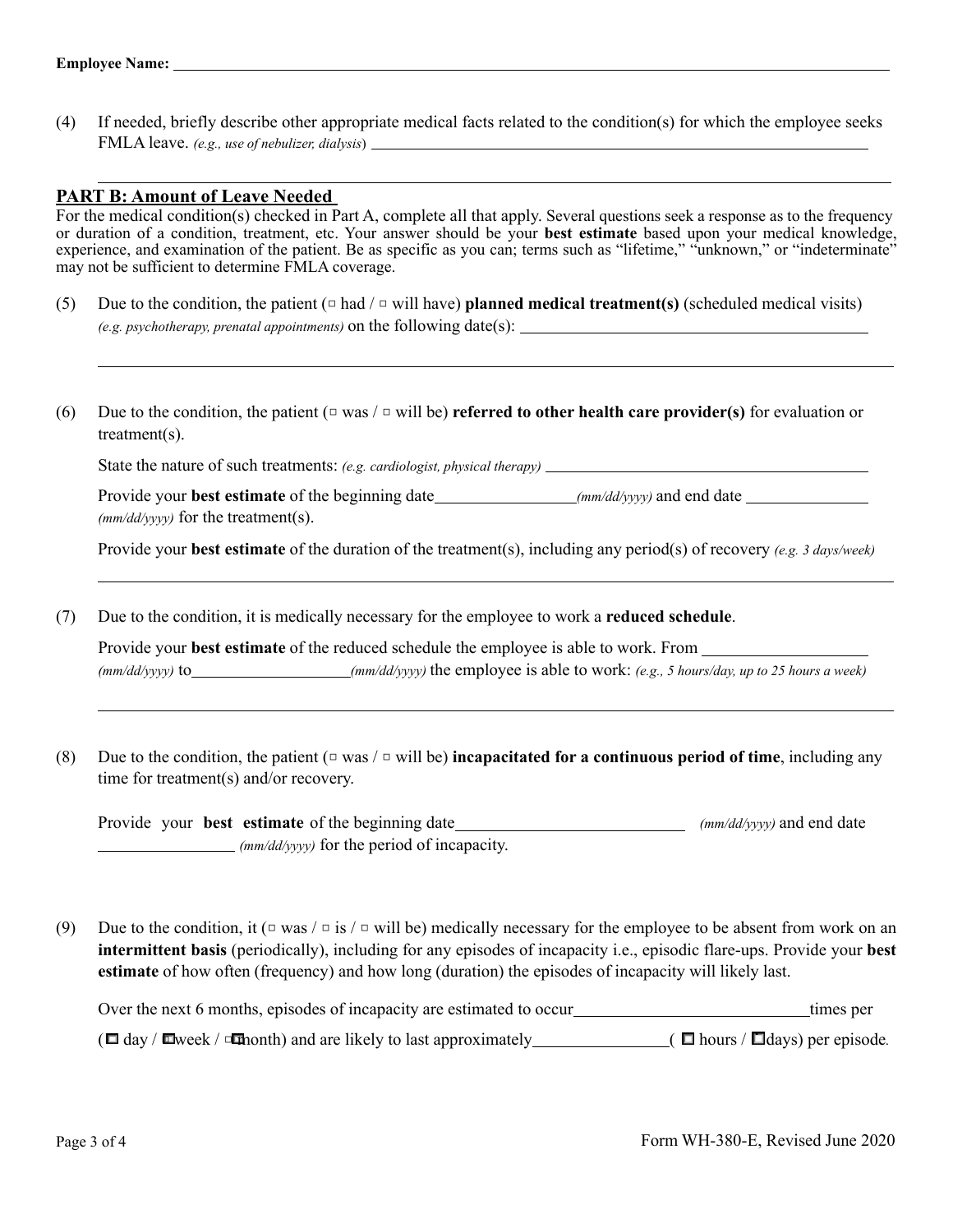**Employee Name:** ____________________________________________

(4) If needed, briefly describe other appropriate medical facts related to the condition(s) for which the employee seeks FMLA leave. *(e.g., use of nebulizer, dialysis)* ____________________________________________

____________________________________________

## PART B: Amount of Leave Needed

For the medical condition(s) checked in Part A, complete all that apply. Several questions seek a response as to the frequency or duration of a condition, treatment, etc. Your answer should be your **best estimate** based upon your medical knowledge, experience, and examination of the patient. Be as specific as you can; terms such as "lifetime," "unknown," or "indeterminate" may not be sufficient to determine FMLA coverage.

(5) Due to the condition, the patient (☐ had / ☐ will have) **planned medical treatment(s)** (scheduled medical visits) *(e.g. psychotherapy, prenatal appointments)* on the following date(s): ____________________________________________

____________________________________________

(6) Due to the condition, the patient (☐ was / ☐ will be) **referred to other health care provider(s)** for evaluation or treatment(s).

State the nature of such treatments: *(e.g. cardiologist, physical therapy)* ____________________________________________

Provide your **best estimate** of the beginning date ____________ *(mm/dd/yyyy)* and end date ____________ *(mm/dd/yyyy)* for the treatment(s).

Provide your **best estimate** of the duration of the treatment(s), including any period(s) of recovery *(e.g. 3 days/week)*

____________________________________________

(7) Due to the condition, it is medically necessary for the employee to work a **reduced schedule**.

Provide your **best estimate** of the reduced schedule the employee is able to work. From ____________ *(mm/dd/yyyy)* to ____________ *(mm/dd/yyyy)* the employee is able to work: *(e.g., 5 hours/day, up to 25 hours a week)*

____________________________________________

(8) Due to the condition, the patient (☐ was / ☐ will be) **incapacitated for a continuous period of time**, including any time for treatment(s) and/or recovery.

Provide your **best estimate** of the beginning date ____________ *(mm/dd/yyyy)* and end date ____________ *(mm/dd/yyyy)* for the period of incapacity.

(9) Due to the condition, it (☐ was / ☐ is / ☐ will be) medically necessary for the employee to be absent from work on an **intermittent basis** (periodically), including for any episodes of incapacity i.e., episodic flare-ups. Provide your **best estimate** of how often (frequency) and how long (duration) the episodes of incapacity will likely last.

Over the next 6 months, episodes of incapacity are estimated to occur ____________ times per (☐ day / ☐ week / ☐ month) and are likely to last approximately ____________ (☐ hours / ☐ days) per episode.

Form WH-380-E, Revised June 2020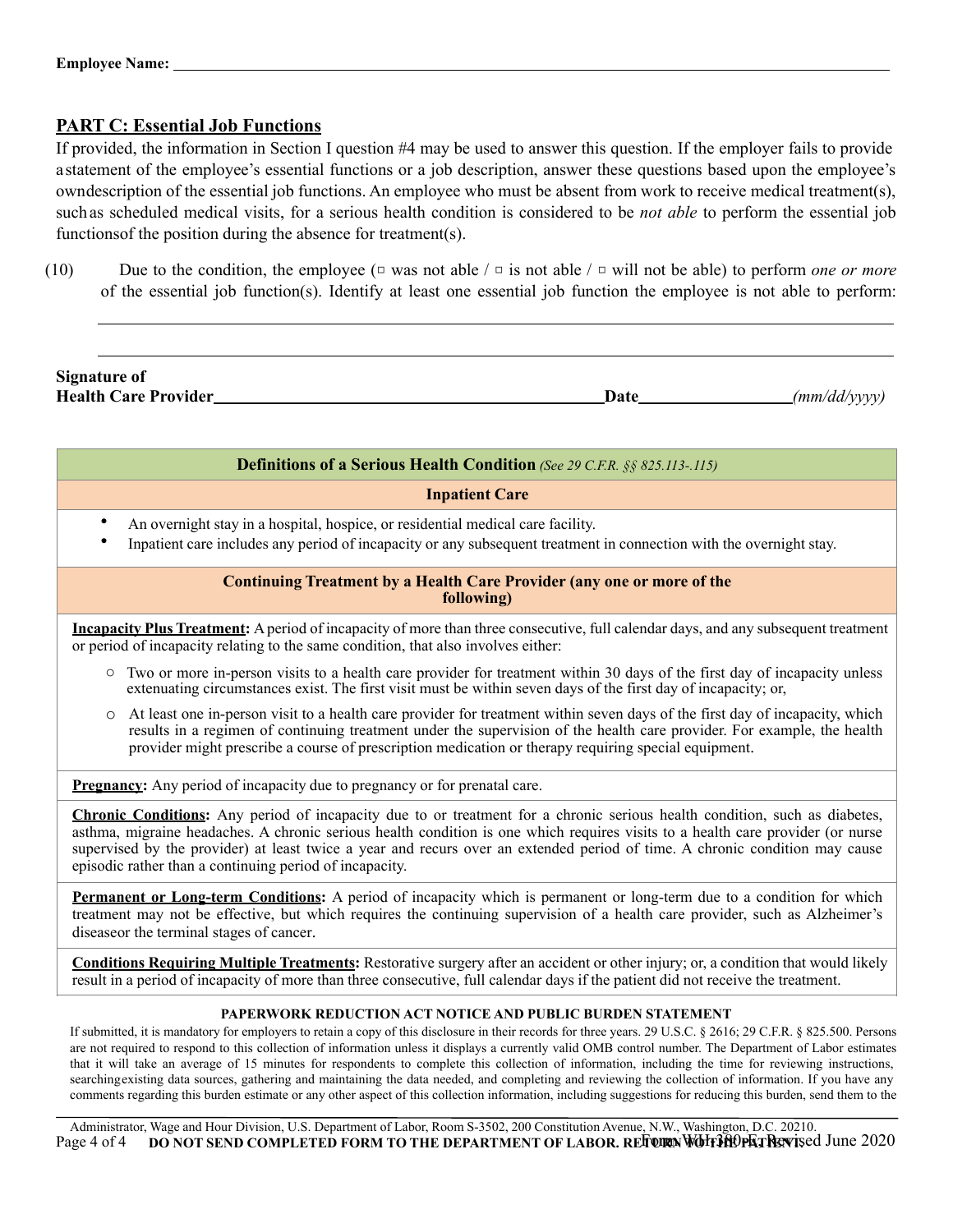Employee Name: ____________________________________________

## PART C: Essential Job Functions

If provided, the information in Section I question #4 may be used to answer this question. If the employer fails to provide a statement of the employee's essential functions or a job description, answer these questions based upon the employee's own description of the essential job functions. An employee who must be absent from work to receive medical treatment(s), such as scheduled medical visits, for a serious health condition is considered to be *not able* to perform the essential job functions of the position during the absence for treatment(s).

(10) Due to the condition, the employee (▫ was not able / ▫ is not able / ▫ will not be able) to perform *one or more* of the essential job function(s). Identify at least one essential job function the employee is not able to perform:

____________________________________________________________________________

____________________________________________________________________________

**Signature of Health Care Provider**________________________________ **Date**______________ *(mm/dd/yyyy)*

| **Definitions of a Serious Health Condition** *(See 29 C.F.R. §§ 825.113-.115)* |
|---|
| **Inpatient Care** |
| • An overnight stay in a hospital, hospice, or residential medical care facility.<br>• Inpatient care includes any period of incapacity or any subsequent treatment in connection with the overnight stay. |
| **Continuing Treatment by a Health Care Provider (any one or more of the following)** |
| **Incapacity Plus Treatment:** A period of incapacity of more than three consecutive, full calendar days, and any subsequent treatment or period of incapacity relating to the same condition, that also involves either:<br>○ Two or more in-person visits to a health care provider for treatment within 30 days of the first day of incapacity unless extenuating circumstances exist. The first visit must be within seven days of the first day of incapacity; or,<br>○ At least one in-person visit to a health care provider for treatment within seven days of the first day of incapacity, which results in a regimen of continuing treatment under the supervision of the health care provider. For example, the health provider might prescribe a course of prescription medication or therapy requiring special equipment. |
| **Pregnancy:** Any period of incapacity due to pregnancy or for prenatal care. |
| **Chronic Conditions:** Any period of incapacity due to or treatment for a chronic serious health condition, such as diabetes, asthma, migraine headaches. A chronic serious health condition is one which requires visits to a health care provider (or nurse supervised by the provider) at least twice a year and recurs over an extended period of time. A chronic condition may cause episodic rather than a continuing period of incapacity. |
| **Permanent or Long-term Conditions:** A period of incapacity which is permanent or long-term due to a condition for which treatment may not be effective, but which requires the continuing supervision of a health care provider, such as Alzheimer's disease or the terminal stages of cancer. |
| **Conditions Requiring Multiple Treatments:** Restorative surgery after an accident or other injury; or, a condition that would likely result in a period of incapacity of more than three consecutive, full calendar days if the patient did not receive the treatment. |

**PAPERWORK REDUCTION ACT NOTICE AND PUBLIC BURDEN STATEMENT**

If submitted, it is mandatory for employers to retain a copy of this disclosure in their records for three years. 29 U.S.C. § 2616; 29 C.F.R. § 825.500. Persons are not required to respond to this collection of information unless it displays a currently valid OMB control number. The Department of Labor estimates that it will take an average of 15 minutes for respondents to complete this collection of information, including the time for reviewing instructions, searching existing data sources, gathering and maintaining the data needed, and completing and reviewing the collection of information. If you have any comments regarding this burden estimate or any other aspect of this collection information, including suggestions for reducing this burden, send them to the Administrator, Wage and Hour Division, U.S. Department of Labor, Room S-3502, 200 Constitution Avenue, N.W., Washington, D.C. 20210.

**DO NOT SEND COMPLETED FORM TO THE DEPARTMENT OF LABOR. RETURN TO THE PATIENT.**